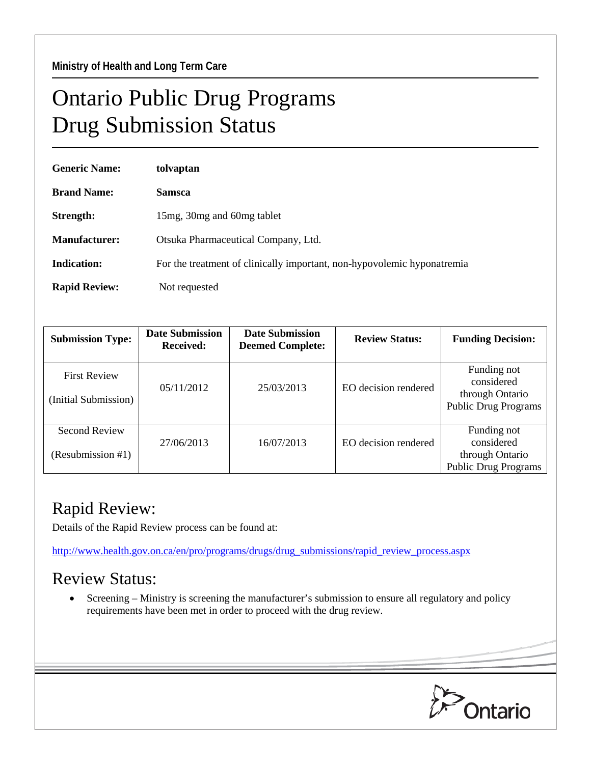Ministry of Health and Long Term Care

# Ontario Public Drug Programs
# Drug Submission Status

**Generic Name:** **tolvaptan**

**Brand Name:** **Samsca**

**Strength:** 15mg, 30mg and 60mg tablet

**Manufacturer:** Otsuka Pharmaceutical Company, Ltd.

**Indication:** For the treatment of clinically important, non-hypovolemic hyponatremia

**Rapid Review:** Not requested

| Submission Type: | Date Submission Received: | Date Submission Deemed Complete: | Review Status: | Funding Decision: |
|---|---|---|---|---|
| First Review (Initial Submission) | 05/11/2012 | 25/03/2013 | EO decision rendered | Funding not considered through Ontario Public Drug Programs |
| Second Review (Resubmission #1) | 27/06/2013 | 16/07/2013 | EO decision rendered | Funding not considered through Ontario Public Drug Programs |

## Rapid Review:

Details of the Rapid Review process can be found at:

http://www.health.gov.on.ca/en/pro/programs/drugs/drug_submissions/rapid_review_process.aspx

## Review Status:

- Screening – Ministry is screening the manufacturer's submission to ensure all regulatory and policy requirements have been met in order to proceed with the drug review.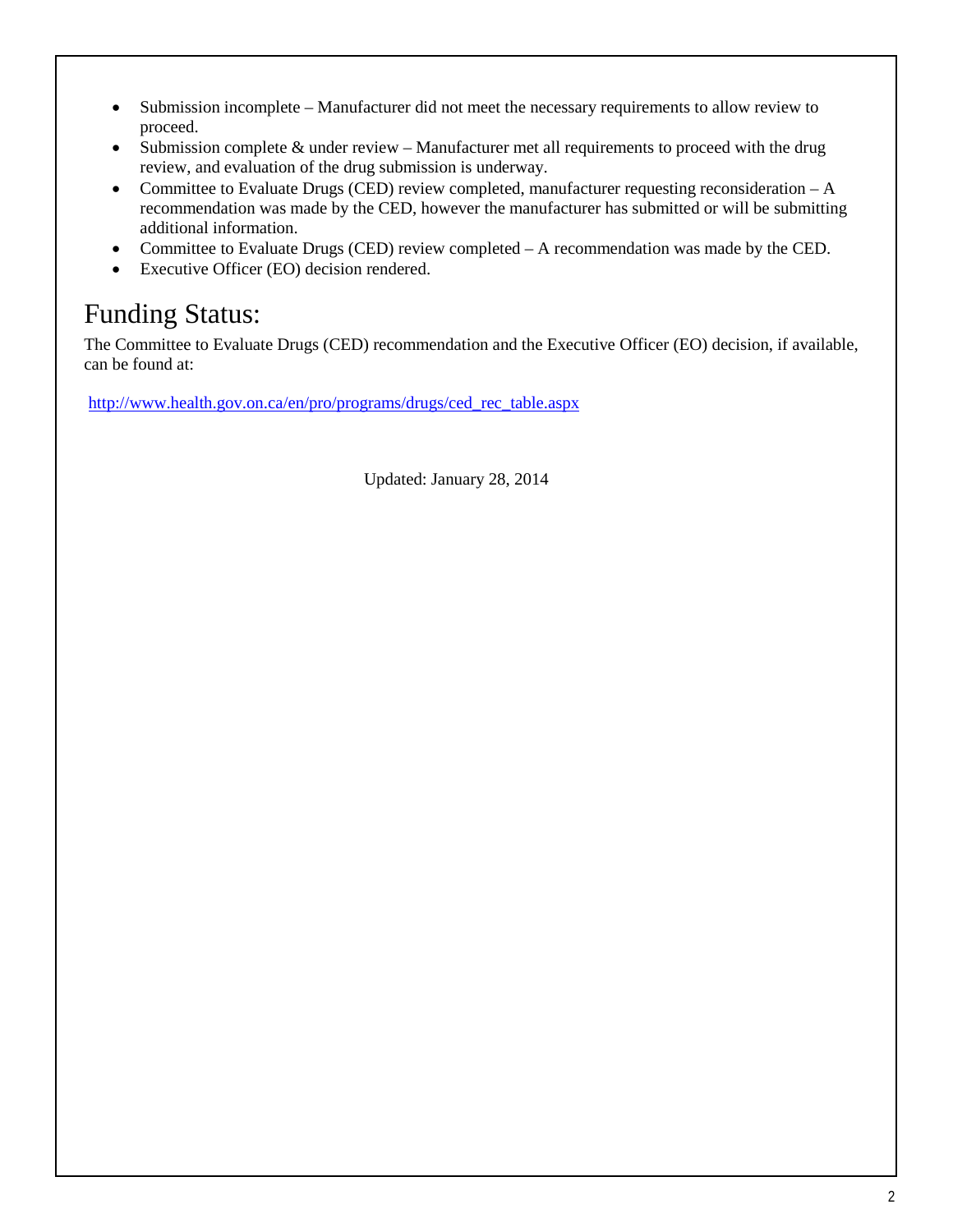- Submission incomplete – Manufacturer did not meet the necessary requirements to allow review to proceed.
- Submission complete & under review – Manufacturer met all requirements to proceed with the drug review, and evaluation of the drug submission is underway.
- Committee to Evaluate Drugs (CED) review completed, manufacturer requesting reconsideration – A recommendation was made by the CED, however the manufacturer has submitted or will be submitting additional information.
- Committee to Evaluate Drugs (CED) review completed – A recommendation was made by the CED.
- Executive Officer (EO) decision rendered.

## Funding Status:

The Committee to Evaluate Drugs (CED) recommendation and the Executive Officer (EO) decision, if available, can be found at:

http://www.health.gov.on.ca/en/pro/programs/drugs/ced_rec_table.aspx

Updated: January 28, 2014